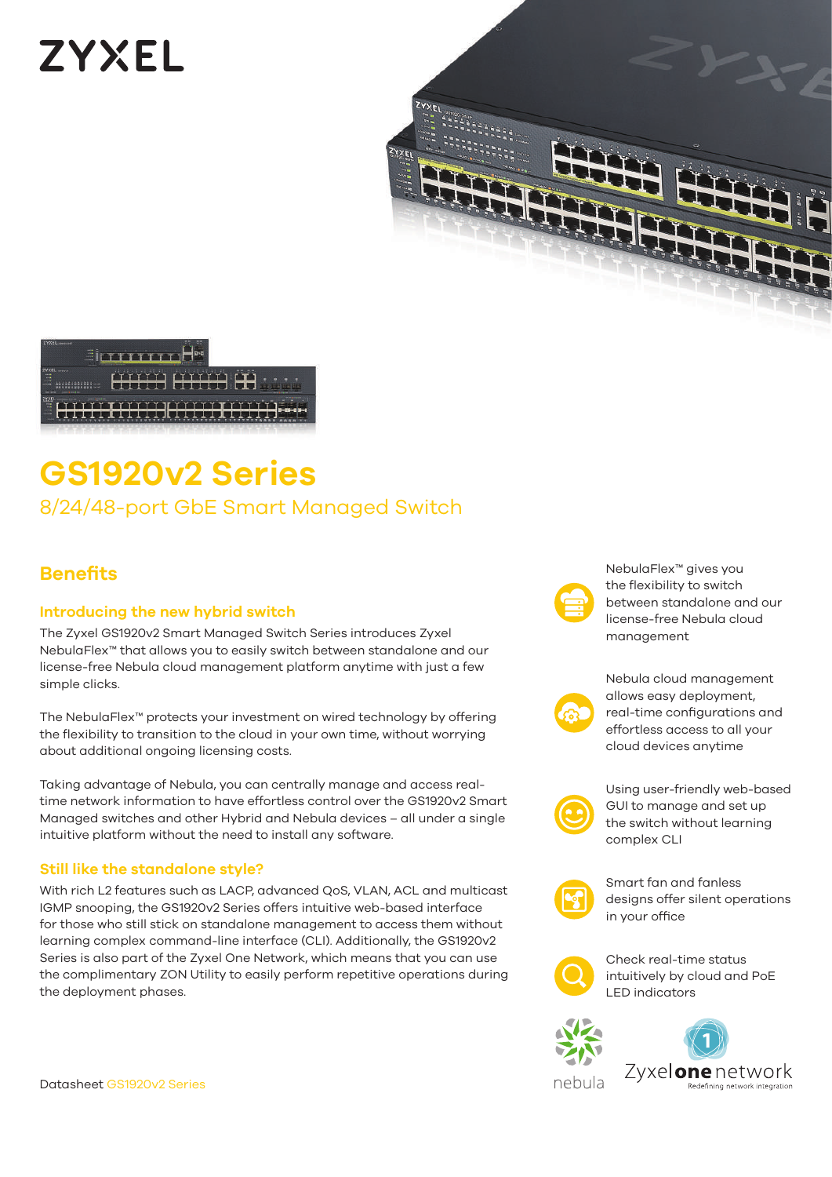ZYXEL

# GS1920v2 Series

8/24/48-port GbE Smart Managed Switch

## Benefits

### Introducing the new hybrid switch

The Zyxel GS1920v2 Smart Managed Switch Series introduces Zyxel NebulaFlex™ that allows you to easily switch between standalone and our license-free Nebula cloud management platform anytime with just a few simple clicks.

The NebulaFlex™ protects your investment on wired technology by offering the flexibility to transition to the cloud in your own time, without worrying about additional ongoing licensing costs.

Taking advantage of Nebula, you can centrally manage and access real-time network information to have effortless control over the GS1920v2 Smart Managed switches and other Hybrid and Nebula devices – all under a single intuitive platform without the need to install any software.

### Still like the standalone style?

With rich L2 features such as LACP, advanced QoS, VLAN, ACL and multicast IGMP snooping, the GS1920v2 Series offers intuitive web-based interface for those who still stick on standalone management to access them without learning complex command-line interface (CLI). Additionally, the GS1920v2 Series is also part of the Zyxel One Network, which means that you can use the complimentary ZON Utility to easily perform repetitive operations during the deployment phases.

- NebulaFlex™ gives you the flexibility to switch between standalone and our license-free Nebula cloud management
- Nebula cloud management allows easy deployment, real-time configurations and effortless access to all your cloud devices anytime
- Using user-friendly web-based GUI to manage and set up the switch without learning complex CLI
- Smart fan and fanless designs offer silent operations in your office
- Check real-time status intuitively by cloud and PoE LED indicators

nebula

Zyxel one network
Redefining network integration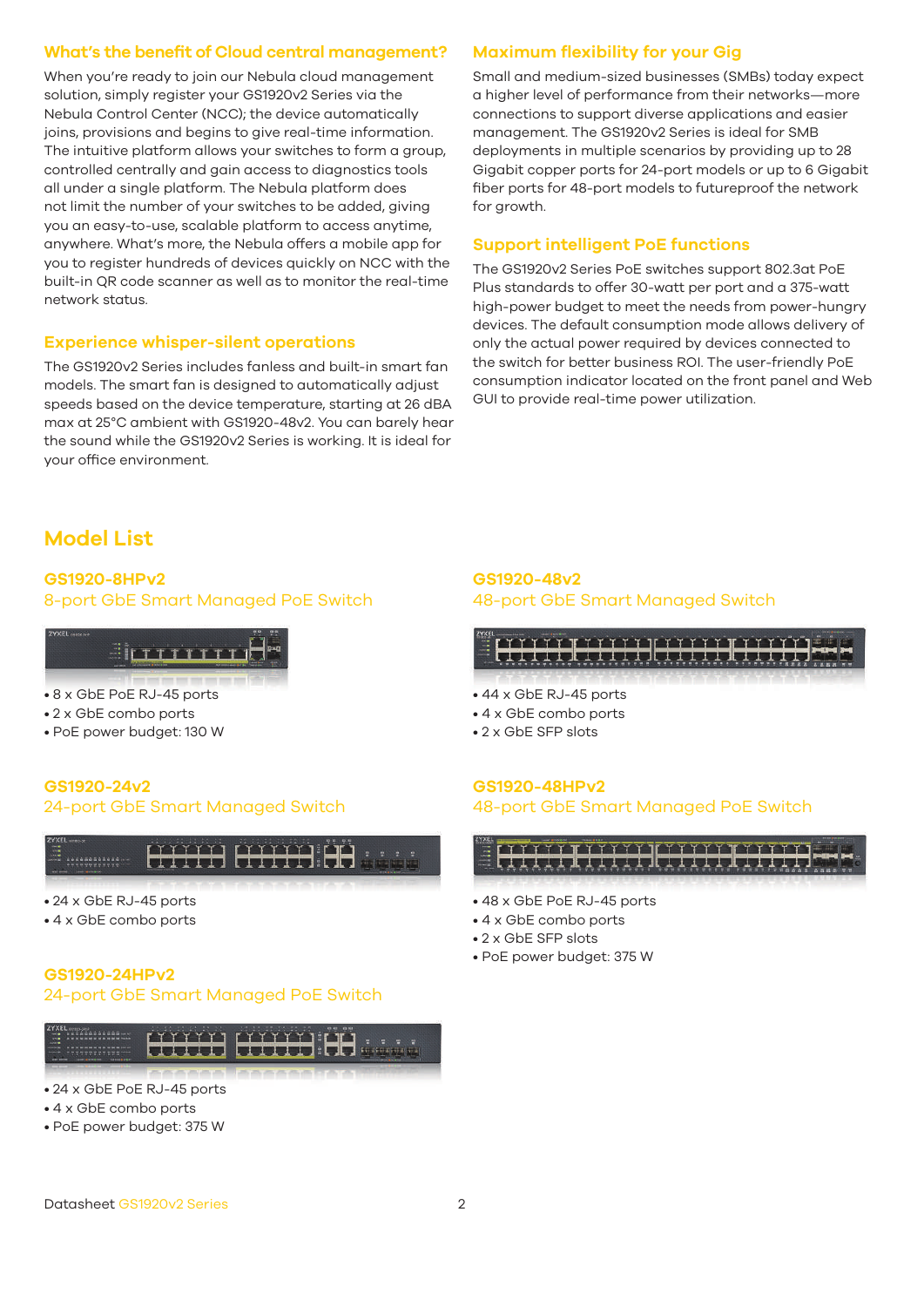## What's the benefit of Cloud central management?

When you're ready to join our Nebula cloud management solution, simply register your GS1920v2 Series via the Nebula Control Center (NCC); the device automatically joins, provisions and begins to give real-time information. The intuitive platform allows your switches to form a group, controlled centrally and gain access to diagnostics tools all under a single platform. The Nebula platform does not limit the number of your switches to be added, giving you an easy-to-use, scalable platform to access anytime, anywhere. What's more, the Nebula offers a mobile app for you to register hundreds of devices quickly on NCC with the built-in QR code scanner as well as to monitor the real-time network status.

## Experience whisper-silent operations

The GS1920v2 Series includes fanless and built-in smart fan models. The smart fan is designed to automatically adjust speeds based on the device temperature, starting at 26 dBA max at 25°C ambient with GS1920-48v2. You can barely hear the sound while the GS1920v2 Series is working. It is ideal for your office environment.

## Maximum flexibility for your Gig

Small and medium-sized businesses (SMBs) today expect a higher level of performance from their networks—more connections to support diverse applications and easier management. The GS1920v2 Series is ideal for SMB deployments in multiple scenarios by providing up to 28 Gigabit copper ports for 24-port models or up to 6 Gigabit fiber ports for 48-port models to futureproof the network for growth.

## Support intelligent PoE functions

The GS1920v2 Series PoE switches support 802.3at PoE Plus standards to offer 30-watt per port and a 375-watt high-power budget to meet the needs from power-hungry devices. The default consumption mode allows delivery of only the actual power required by devices connected to the switch for better business ROI. The user-friendly PoE consumption indicator located on the front panel and Web GUI to provide real-time power utilization.

# Model List

### GS1920-8HPv2
8-port GbE Smart Managed PoE Switch

- 8 x GbE PoE RJ-45 ports
- 2 x GbE combo ports
- PoE power budget: 130 W

### GS1920-24v2
24-port GbE Smart Managed Switch

- 24 x GbE RJ-45 ports
- 4 x GbE combo ports

### GS1920-24HPv2
24-port GbE Smart Managed PoE Switch

- 24 x GbE PoE RJ-45 ports
- 4 x GbE combo ports
- PoE power budget: 375 W

### GS1920-48v2
48-port GbE Smart Managed Switch

- 44 x GbE RJ-45 ports
- 4 x GbE combo ports
- 2 x GbE SFP slots

### GS1920-48HPv2
48-port GbE Smart Managed PoE Switch

- 48 x GbE PoE RJ-45 ports
- 4 x GbE combo ports
- 2 x GbE SFP slots
- PoE power budget: 375 W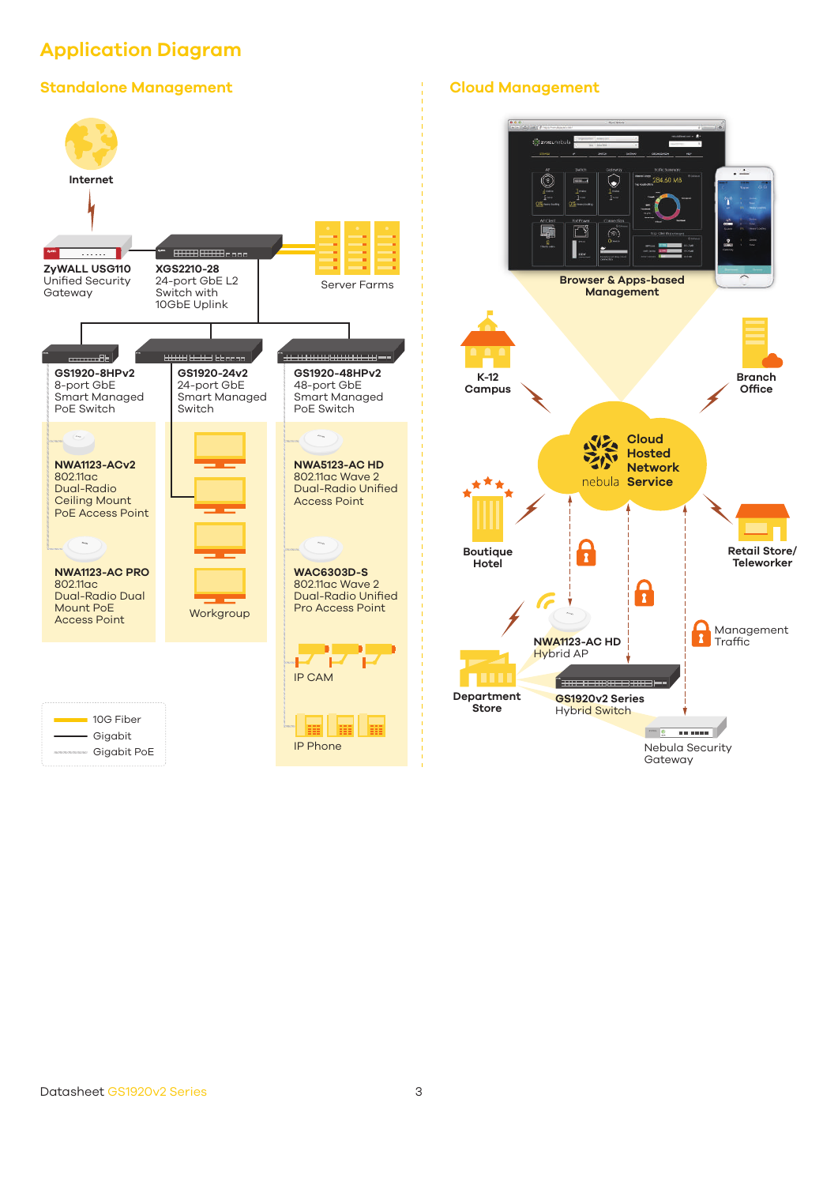# Application Diagram

## Standalone Management

Internet

**ZyWALL USG110**
Unified Security Gateway

**XGS2210-28**
24-port GbE L2 Switch with 10GbE Uplink

Server Farms

**GS1920-8HPv2**
8-port GbE Smart Managed PoE Switch

**GS1920-24v2**
24-port GbE Smart Managed Switch

**GS1920-48HPv2**
48-port GbE Smart Managed PoE Switch

**NWA1123-ACv2**
802.11ac Dual-Radio Ceiling Mount PoE Access Point

**NWA1123-AC PRO**
802.11ac Dual-Radio Dual Mount PoE Access Point

Workgroup

**NWA5123-AC HD**
802.11ac Wave 2 Dual-Radio Unified Access Point

**WAC6303D-S**
802.11ac Wave 2 Dual-Radio Unified Pro Access Point

IP CAM

IP Phone

10G Fiber
Gigabit
Gigabit PoE

## Cloud Management

**Browser & Apps-based Management**

**K-12 Campus**

**Branch Office**

**Cloud Hosted Network Service**
nebula

**Boutique Hotel**

**Retail Store/ Teleworker**

**NWA1123-AC HD**
Hybrid AP

Management Traffic

**Department Store**

**GS1920v2 Series**
Hybrid Switch

Nebula Security Gateway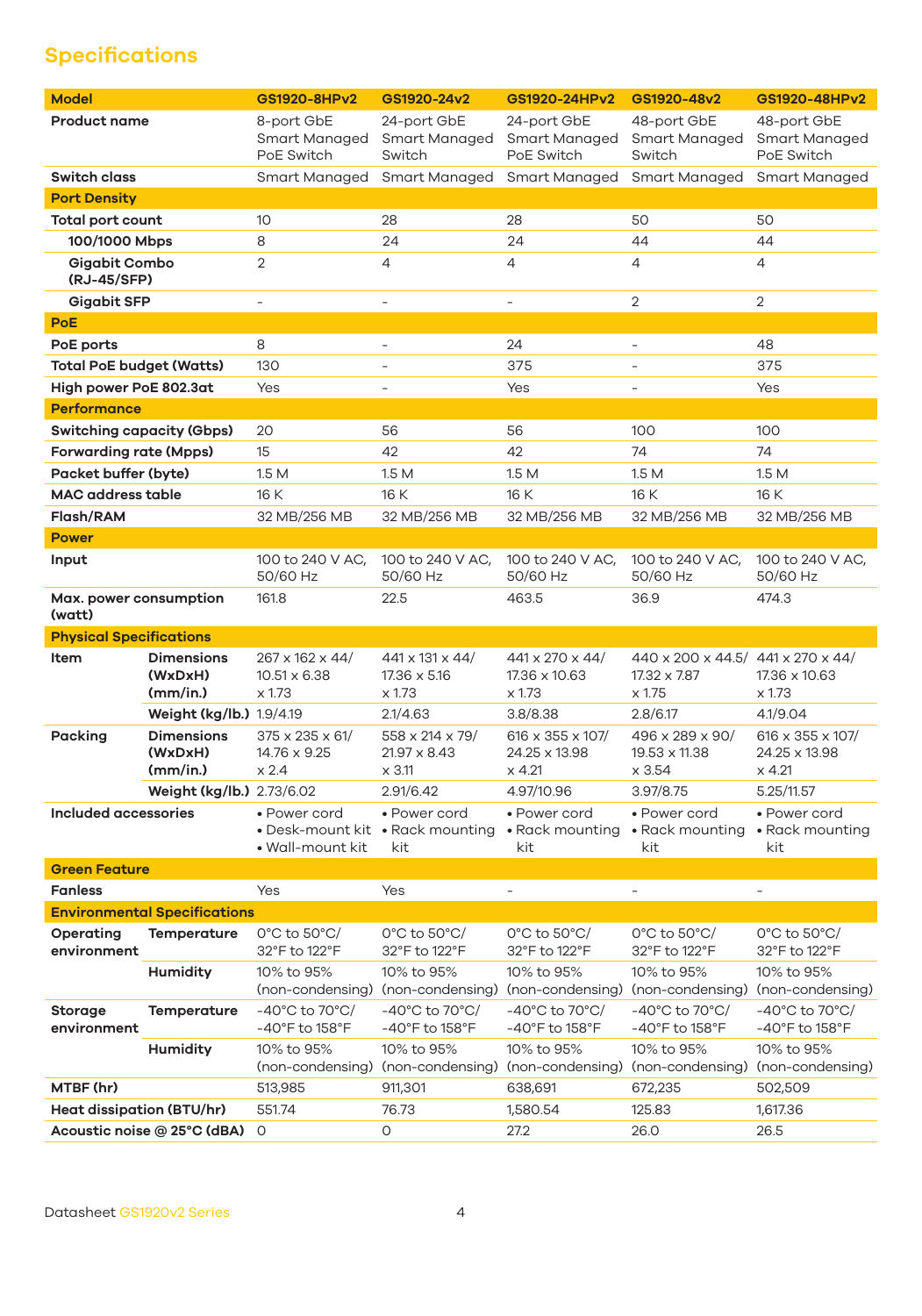## Specifications

| Model | | GS1920-8HPv2 | GS1920-24v2 | GS1920-24HPv2 | GS1920-48v2 | GS1920-48HPv2 |
|---|---|---|---|---|---|---|
| Product name | | 8-port GbE Smart Managed PoE Switch | 24-port GbE Smart Managed Switch | 24-port GbE Smart Managed PoE Switch | 48-port GbE Smart Managed Switch | 48-port GbE Smart Managed PoE Switch |
| Switch class | | Smart Managed | Smart Managed | Smart Managed | Smart Managed | Smart Managed |
| **Port Density** | | | | | | |
| Total port count | | 10 | 28 | 28 | 50 | 50 |
| 100/1000 Mbps | | 8 | 24 | 24 | 44 | 44 |
| Gigabit Combo (RJ-45/SFP) | | 2 | 4 | 4 | 4 | 4 |
| Gigabit SFP | | - | - | - | 2 | 2 |
| **PoE** | | | | | | |
| PoE ports | | 8 | - | 24 | - | 48 |
| Total PoE budget (Watts) | | 130 | - | 375 | - | 375 |
| High power PoE 802.3at | | Yes | - | Yes | - | Yes |
| **Performance** | | | | | | |
| Switching capacity (Gbps) | | 20 | 56 | 56 | 100 | 100 |
| Forwarding rate (Mpps) | | 15 | 42 | 42 | 74 | 74 |
| Packet buffer (byte) | | 1.5 M | 1.5 M | 1.5 M | 1.5 M | 1.5 M |
| MAC address table | | 16 K | 16 K | 16 K | 16 K | 16 K |
| Flash/RAM | | 32 MB/256 MB | 32 MB/256 MB | 32 MB/256 MB | 32 MB/256 MB | 32 MB/256 MB |
| **Power** | | | | | | |
| Input | | 100 to 240 V AC, 50/60 Hz | 100 to 240 V AC, 50/60 Hz | 100 to 240 V AC, 50/60 Hz | 100 to 240 V AC, 50/60 Hz | 100 to 240 V AC, 50/60 Hz |
| Max. power consumption (watt) | | 161.8 | 22.5 | 463.5 | 36.9 | 474.3 |
| **Physical Specifications** | | | | | | |
| Item | Dimensions (WxDxH) (mm/in.) | 267 x 162 x 44/ 10.51 x 6.38 x 1.73 | 441 x 131 x 44/ 17.36 x 5.16 x 1.73 | 441 x 270 x 44/ 17.36 x 10.63 x 1.73 | 440 x 200 x 44.5/ 17.32 x 7.87 x 1.75 | 441 x 270 x 44/ 17.36 x 10.63 x 1.73 |
| | Weight (kg/lb.) | 1.9/4.19 | 2.1/4.63 | 3.8/8.38 | 2.8/6.17 | 4.1/9.04 |
| Packing | Dimensions (WxDxH) (mm/in.) | 375 x 235 x 61/ 14.76 x 9.25 x 2.4 | 558 x 214 x 79/ 21.97 x 8.43 x 3.11 | 616 x 355 x 107/ 24.25 x 13.98 x 4.21 | 496 x 289 x 90/ 19.53 x 11.38 x 3.54 | 616 x 355 x 107/ 24.25 x 13.98 x 4.21 |
| | Weight (kg/lb.) | 2.73/6.02 | 2.91/6.42 | 4.97/10.96 | 3.97/8.75 | 5.25/11.57 |
| Included accessories | | • Power cord • Desk-mount kit • Wall-mount kit | • Power cord • Rack mounting kit | • Power cord • Rack mounting kit | • Power cord • Rack mounting kit | • Power cord • Rack mounting kit |
| **Green Feature** | | | | | | |
| Fanless | | Yes | Yes | - | - | - |
| **Environmental Specifications** | | | | | | |
| Operating environment | Temperature | 0°C to 50°C/ 32°F to 122°F | 0°C to 50°C/ 32°F to 122°F | 0°C to 50°C/ 32°F to 122°F | 0°C to 50°C/ 32°F to 122°F | 0°C to 50°C/ 32°F to 122°F |
| | Humidity | 10% to 95% (non-condensing) | 10% to 95% (non-condensing) | 10% to 95% (non-condensing) | 10% to 95% (non-condensing) | 10% to 95% (non-condensing) |
| Storage environment | Temperature | -40°C to 70°C/ -40°F to 158°F | -40°C to 70°C/ -40°F to 158°F | -40°C to 70°C/ -40°F to 158°F | -40°C to 70°C/ -40°F to 158°F | -40°C to 70°C/ -40°F to 158°F |
| | Humidity | 10% to 95% (non-condensing) | 10% to 95% (non-condensing) | 10% to 95% (non-condensing) | 10% to 95% (non-condensing) | 10% to 95% (non-condensing) |
| MTBF (hr) | | 513,985 | 911,301 | 638,691 | 672,235 | 502,509 |
| Heat dissipation (BTU/hr) | | 551.74 | 76.73 | 1,580.54 | 125.83 | 1,617.36 |
| Acoustic noise @ 25°C (dBA) | | 0 | 0 | 27.2 | 26.0 | 26.5 |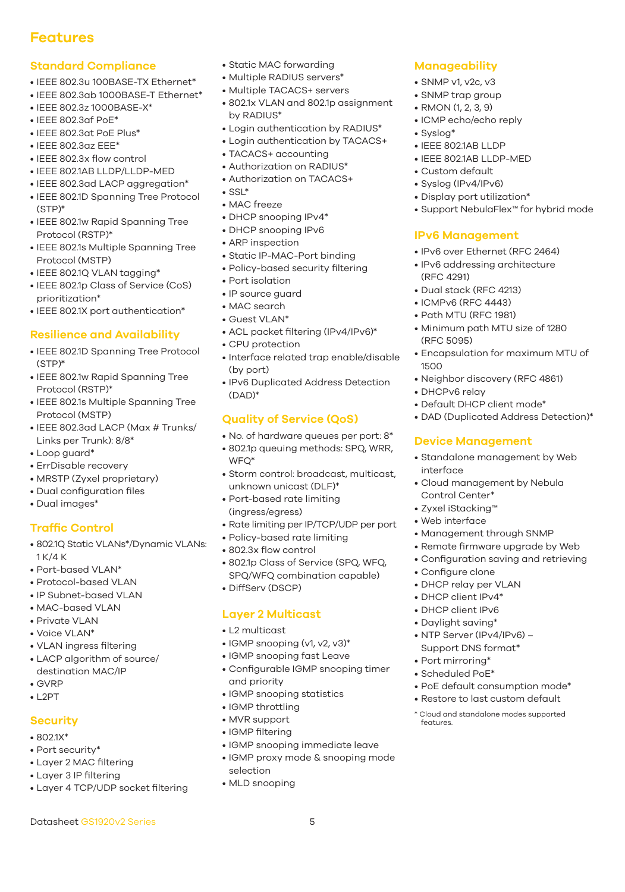# Features

## Standard Compliance

- IEEE 802.3u 100BASE-TX Ethernet*
- IEEE 802.3ab 1000BASE-T Ethernet*
- IEEE 802.3z 1000BASE-X*
- IEEE 802.3af PoE*
- IEEE 802.3at PoE Plus*
- IEEE 802.3az EEE*
- IEEE 802.3x flow control
- IEEE 802.1AB LLDP/LLDP-MED
- IEEE 802.3ad LACP aggregation*
- IEEE 802.1D Spanning Tree Protocol (STP)*
- IEEE 802.1w Rapid Spanning Tree Protocol (RSTP)*
- IEEE 802.1s Multiple Spanning Tree Protocol (MSTP)
- IEEE 802.1Q VLAN tagging*
- IEEE 802.1p Class of Service (CoS) prioritization*
- IEEE 802.1X port authentication*

## Resilience and Availability

- IEEE 802.1D Spanning Tree Protocol (STP)*
- IEEE 802.1w Rapid Spanning Tree Protocol (RSTP)*
- IEEE 802.1s Multiple Spanning Tree Protocol (MSTP)
- IEEE 802.3ad LACP (Max # Trunks/ Links per Trunk): 8/8*
- Loop guard*
- ErrDisable recovery
- MRSTP (Zyxel proprietary)
- Dual configuration files
- Dual images*

## Traffic Control

- 802.1Q Static VLANs*/Dynamic VLANs: 1 K/4 K
- Port-based VLAN*
- Protocol-based VLAN
- IP Subnet-based VLAN
- MAC-based VLAN
- Private VLAN
- Voice VLAN*
- VLAN ingress filtering
- LACP algorithm of source/ destination MAC/IP
- GVRP
- L2PT

## Security

- 802.1X*
- Port security*
- Layer 2 MAC filtering
- Layer 3 IP filtering
- Layer 4 TCP/UDP socket filtering
- Static MAC forwarding
- Multiple RADIUS servers*
- Multiple TACACS+ servers
- 802.1x VLAN and 802.1p assignment by RADIUS*
- Login authentication by RADIUS*
- Login authentication by TACACS+
- TACACS+ accounting
- Authorization on RADIUS*
- Authorization on TACACS+
- SSL*
- MAC freeze
- DHCP snooping IPv4*
- DHCP snooping IPv6
- ARP inspection
- Static IP-MAC-Port binding
- Policy-based security filtering
- Port isolation
- IP source guard
- MAC search
- Guest VLAN*
- ACL packet filtering (IPv4/IPv6)*
- CPU protection
- Interface related trap enable/disable (by port)
- IPv6 Duplicated Address Detection (DAD)*

## Quality of Service (QoS)

- No. of hardware queues per port: 8*
- 802.1p queuing methods: SPQ, WRR, WFQ*
- Storm control: broadcast, multicast, unknown unicast (DLF)*
- Port-based rate limiting (ingress/egress)
- Rate limiting per IP/TCP/UDP per port
- Policy-based rate limiting
- 802.3x flow control
- 802.1p Class of Service (SPQ, WFQ, SPQ/WFQ combination capable)
- DiffServ (DSCP)

## Layer 2 Multicast

- L2 multicast
- IGMP snooping (v1, v2, v3)*
- IGMP snooping fast Leave
- Configurable IGMP snooping timer and priority
- IGMP snooping statistics
- IGMP throttling
- MVR support
- IGMP filtering
- IGMP snooping immediate leave
- IGMP proxy mode & snooping mode selection
- MLD snooping

## Manageability

- SNMP v1, v2c, v3
- SNMP trap group
- RMON (1, 2, 3, 9)
- ICMP echo/echo reply
- Syslog*
- IEEE 802.1AB LLDP
- IEEE 802.1AB LLDP-MED
- Custom default
- Syslog (IPv4/IPv6)
- Display port utilization*
- Support NebulaFlex™ for hybrid mode

## IPv6 Management

- IPv6 over Ethernet (RFC 2464)
- IPv6 addressing architecture (RFC 4291)
- Dual stack (RFC 4213)
- ICMPv6 (RFC 4443)
- Path MTU (RFC 1981)
- Minimum path MTU size of 1280 (RFC 5095)
- Encapsulation for maximum MTU of 1500
- Neighbor discovery (RFC 4861)
- DHCPv6 relay
- Default DHCP client mode*
- DAD (Duplicated Address Detection)*

## Device Management

- Standalone management by Web interface
- Cloud management by Nebula Control Center*
- Zyxel iStacking™
- Web interface
- Management through SNMP
- Remote firmware upgrade by Web
- Configuration saving and retrieving
- Configure clone
- DHCP relay per VLAN
- DHCP client IPv4*
- DHCP client IPv6
- Daylight saving*
- NTP Server (IPv4/IPv6) – Support DNS format*
- Port mirroring*
- Scheduled PoE*
- PoE default consumption mode*
- Restore to last custom default

* Cloud and standalone modes supported features.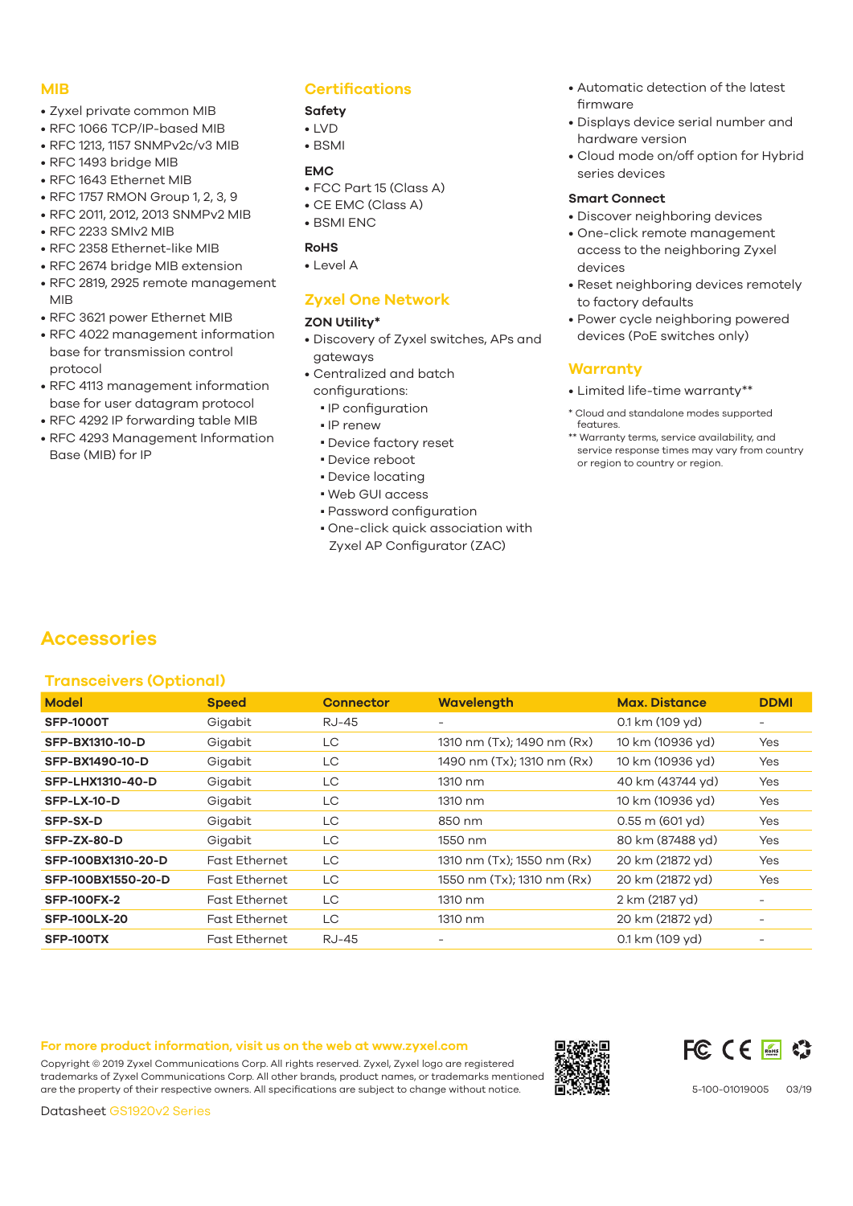## MIB

- Zyxel private common MIB
- RFC 1066 TCP/IP-based MIB
- RFC 1213, 1157 SNMPv2c/v3 MIB
- RFC 1493 bridge MIB
- RFC 1643 Ethernet MIB
- RFC 1757 RMON Group 1, 2, 3, 9
- RFC 2011, 2012, 2013 SNMPv2 MIB
- RFC 2233 SMIv2 MIB
- RFC 2358 Ethernet-like MIB
- RFC 2674 bridge MIB extension
- RFC 2819, 2925 remote management MIB
- RFC 3621 power Ethernet MIB
- RFC 4022 management information base for transmission control protocol
- RFC 4113 management information base for user datagram protocol
- RFC 4292 IP forwarding table MIB
- RFC 4293 Management Information Base (MIB) for IP

## Certifications

**Safety**

- LVD
- BSMI

**EMC**

- FCC Part 15 (Class A)
- CE EMC (Class A)
- BSMI ENC

**RoHS**

- Level A

## Zyxel One Network

**ZON Utility***

- Discovery of Zyxel switches, APs and gateways
- Centralized and batch configurations:
  - IP configuration
  - IP renew
  - Device factory reset
  - Device reboot
  - Device locating
  - Web GUI access
  - Password configuration
  - One-click quick association with Zyxel AP Configurator (ZAC)
- Automatic detection of the latest firmware
- Displays device serial number and hardware version
- Cloud mode on/off option for Hybrid series devices

**Smart Connect**

- Discover neighboring devices
- One-click remote management access to the neighboring Zyxel devices
- Reset neighboring devices remotely to factory defaults
- Power cycle neighboring powered devices (PoE switches only)

## Warranty

- Limited life-time warranty**

\* Cloud and standalone modes supported features.

** Warranty terms, service availability, and service response times may vary from country or region to country or region.

# Accessories

## Transceivers (Optional)

| Model | Speed | Connector | Wavelength | Max. Distance | DDMI |
|---|---|---|---|---|---|
| **SFP-1000T** | Gigabit | RJ-45 | - | 0.1 km (109 yd) | - |
| **SFP-BX1310-10-D** | Gigabit | LC | 1310 nm (Tx); 1490 nm (Rx) | 10 km (10936 yd) | Yes |
| **SFP-BX1490-10-D** | Gigabit | LC | 1490 nm (Tx); 1310 nm (Rx) | 10 km (10936 yd) | Yes |
| **SFP-LHX1310-40-D** | Gigabit | LC | 1310 nm | 40 km (43744 yd) | Yes |
| **SFP-LX-10-D** | Gigabit | LC | 1310 nm | 10 km (10936 yd) | Yes |
| **SFP-SX-D** | Gigabit | LC | 850 nm | 0.55 m (601 yd) | Yes |
| **SFP-ZX-80-D** | Gigabit | LC | 1550 nm | 80 km (87488 yd) | Yes |
| **SFP-100BX1310-20-D** | Fast Ethernet | LC | 1310 nm (Tx); 1550 nm (Rx) | 20 km (21872 yd) | Yes |
| **SFP-100BX1550-20-D** | Fast Ethernet | LC | 1550 nm (Tx); 1310 nm (Rx) | 20 km (21872 yd) | Yes |
| **SFP-100FX-2** | Fast Ethernet | LC | 1310 nm | 2 km (2187 yd) | - |
| **SFP-100LX-20** | Fast Ethernet | LC | 1310 nm | 20 km (21872 yd) | - |
| **SFP-100TX** | Fast Ethernet | RJ-45 | - | 0.1 km (109 yd) | - |

**For more product information, visit us on the web at www.zyxel.com**

Copyright © 2019 Zyxel Communications Corp. All rights reserved. Zyxel, Zyxel logo are registered trademarks of Zyxel Communications Corp. All other brands, product names, or trademarks mentioned are the property of their respective owners. All specifications are subject to change without notice.

5-100-01019005 03/19